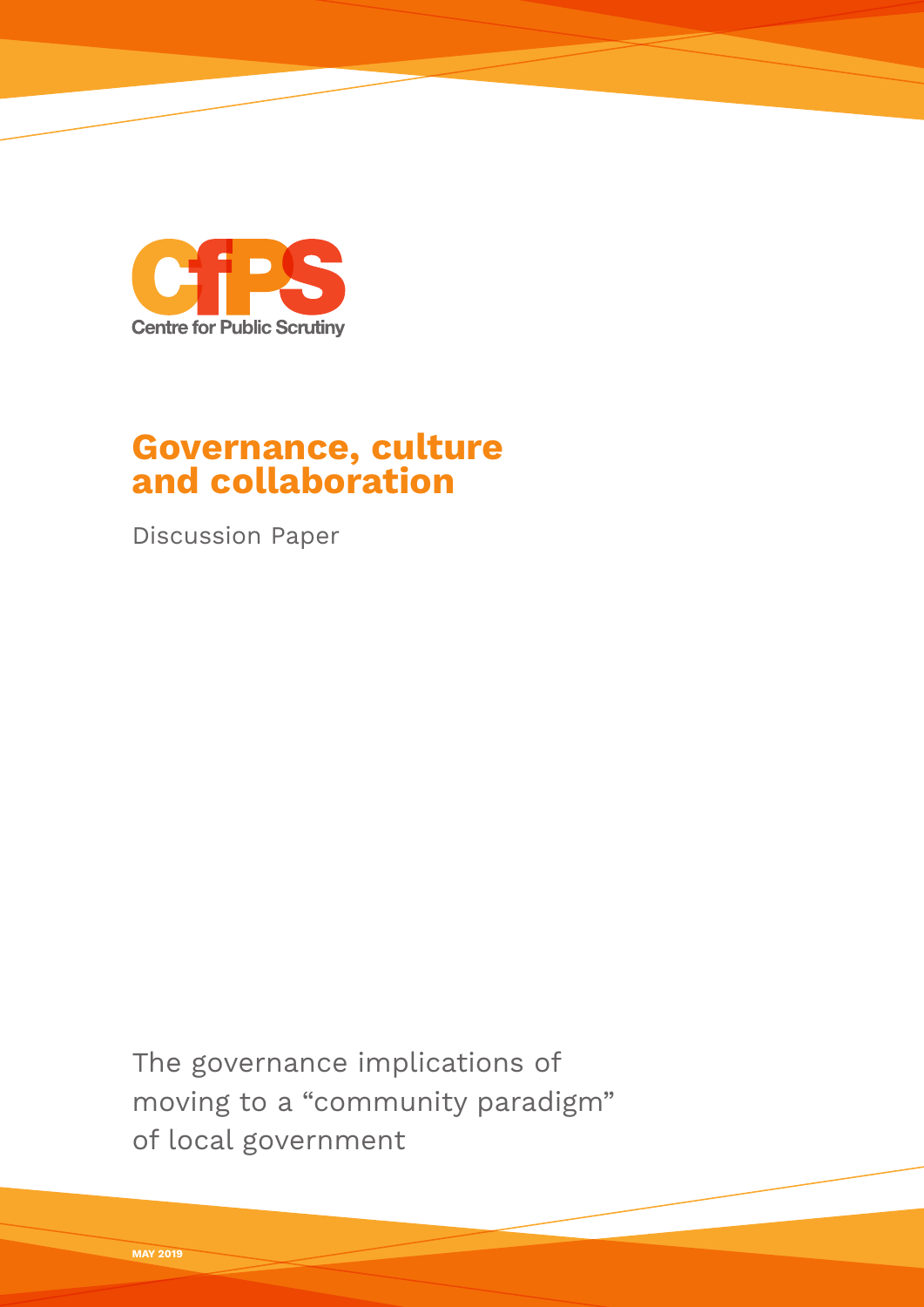Centre for Public Scrutiny

# Governance, culture and collaboration

Discussion Paper

The governance implications of moving to a "community paradigm" of local government

MAY 2019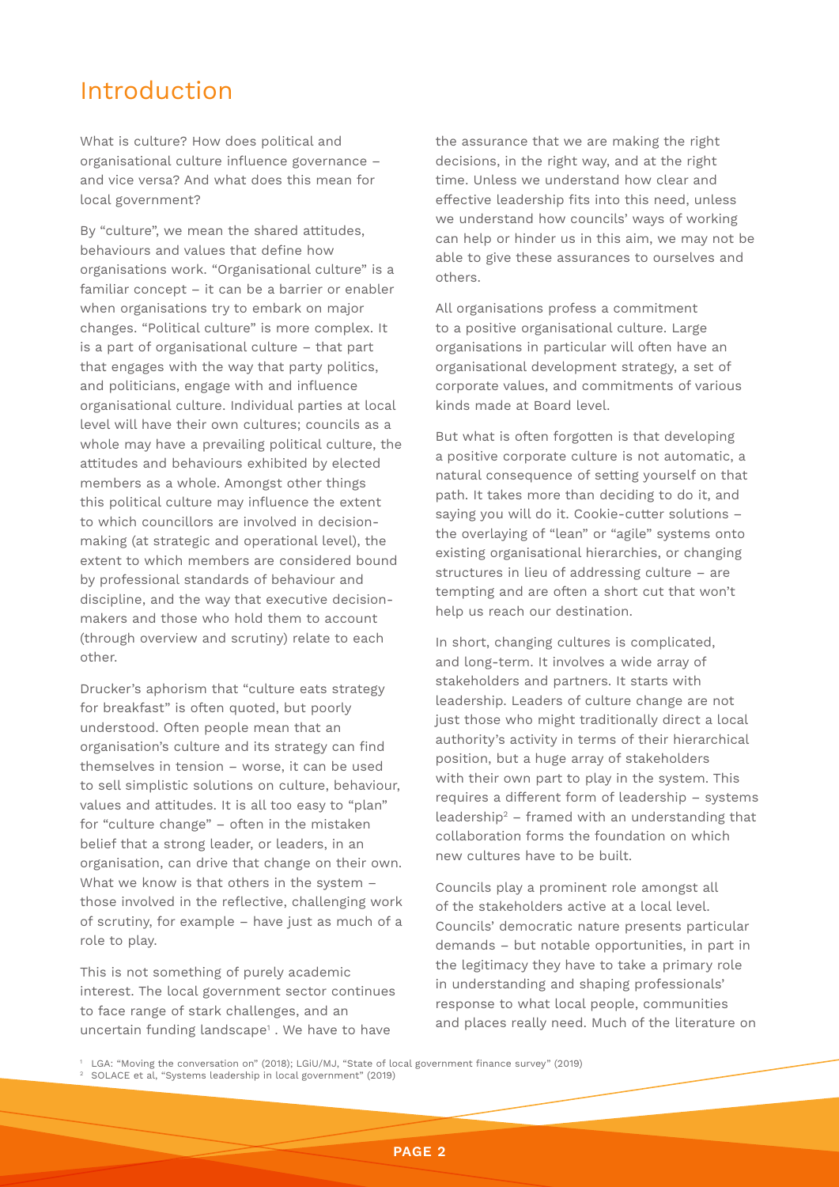# Introduction

What is culture? How does political and organisational culture influence governance – and vice versa? And what does this mean for local government?

By "culture", we mean the shared attitudes, behaviours and values that define how organisations work. "Organisational culture" is a familiar concept – it can be a barrier or enabler when organisations try to embark on major changes. "Political culture" is more complex. It is a part of organisational culture – that part that engages with the way that party politics, and politicians, engage with and influence organisational culture. Individual parties at local level will have their own cultures; councils as a whole may have a prevailing political culture, the attitudes and behaviours exhibited by elected members as a whole. Amongst other things this political culture may influence the extent to which councillors are involved in decision-making (at strategic and operational level), the extent to which members are considered bound by professional standards of behaviour and discipline, and the way that executive decision-makers and those who hold them to account (through overview and scrutiny) relate to each other.

Drucker's aphorism that "culture eats strategy for breakfast" is often quoted, but poorly understood. Often people mean that an organisation's culture and its strategy can find themselves in tension – worse, it can be used to sell simplistic solutions on culture, behaviour, values and attitudes. It is all too easy to "plan" for "culture change" – often in the mistaken belief that a strong leader, or leaders, in an organisation, can drive that change on their own. What we know is that others in the system – those involved in the reflective, challenging work of scrutiny, for example – have just as much of a role to play.

This is not something of purely academic interest. The local government sector continues to face range of stark challenges, and an uncertain funding landscape[1] . We have to have the assurance that we are making the right decisions, in the right way, and at the right time. Unless we understand how clear and effective leadership fits into this need, unless we understand how councils' ways of working can help or hinder us in this aim, we may not be able to give these assurances to ourselves and others.

All organisations profess a commitment to a positive organisational culture. Large organisations in particular will often have an organisational development strategy, a set of corporate values, and commitments of various kinds made at Board level.

But what is often forgotten is that developing a positive corporate culture is not automatic, a natural consequence of setting yourself on that path. It takes more than deciding to do it, and saying you will do it. Cookie-cutter solutions – the overlaying of "lean" or "agile" systems onto existing organisational hierarchies, or changing structures in lieu of addressing culture – are tempting and are often a short cut that won't help us reach our destination.

In short, changing cultures is complicated, and long-term. It involves a wide array of stakeholders and partners. It starts with leadership. Leaders of culture change are not just those who might traditionally direct a local authority's activity in terms of their hierarchical position, but a huge array of stakeholders with their own part to play in the system. This requires a different form of leadership – systems leadership[2] – framed with an understanding that collaboration forms the foundation on which new cultures have to be built.

Councils play a prominent role amongst all of the stakeholders active at a local level. Councils' democratic nature presents particular demands – but notable opportunities, in part in the legitimacy they have to take a primary role in understanding and shaping professionals' response to what local people, communities and places really need. Much of the literature on

[1] LGA: "Moving the conversation on" (2018); LGiU/MJ, "State of local government finance survey" (2019)

[2] SOLACE et al, "Systems leadership in local government" (2019)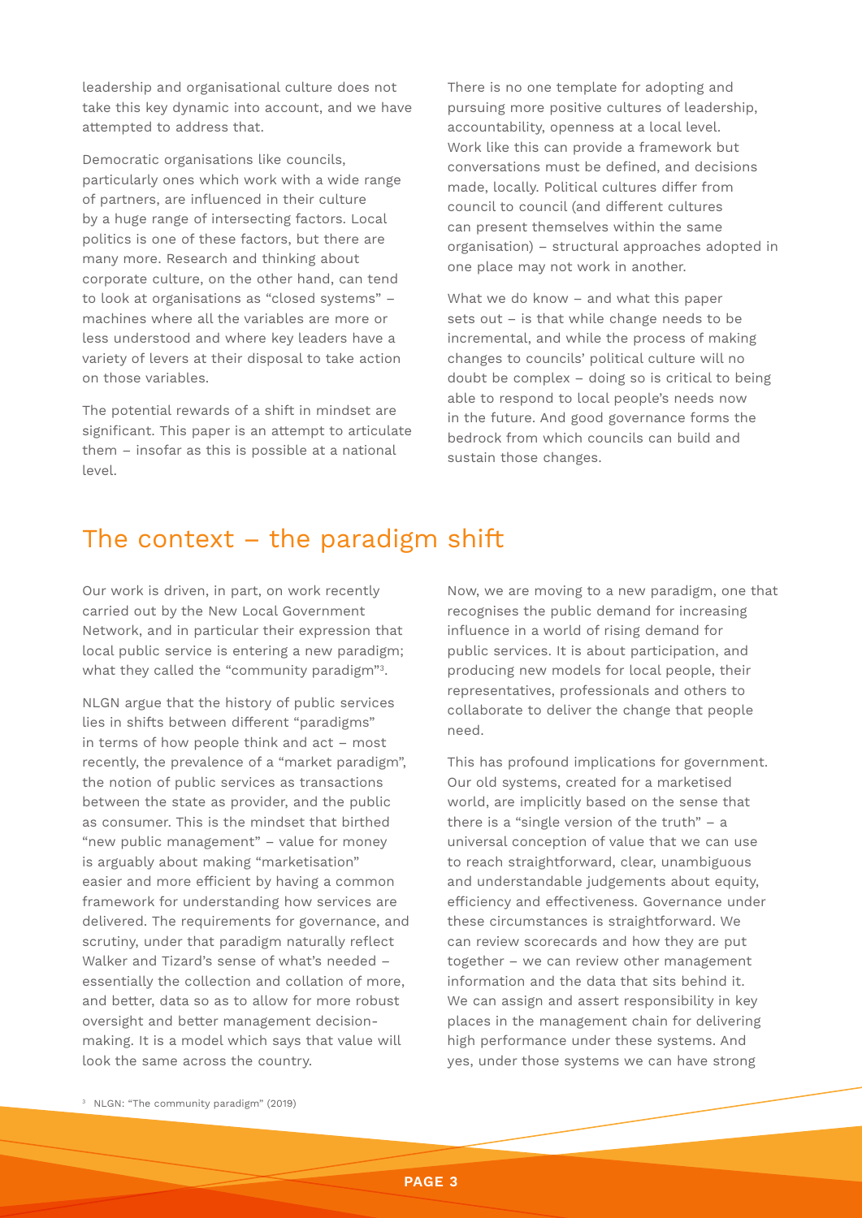leadership and organisational culture does not take this key dynamic into account, and we have attempted to address that.

Democratic organisations like councils, particularly ones which work with a wide range of partners, are influenced in their culture by a huge range of intersecting factors. Local politics is one of these factors, but there are many more. Research and thinking about corporate culture, on the other hand, can tend to look at organisations as "closed systems" – machines where all the variables are more or less understood and where key leaders have a variety of levers at their disposal to take action on those variables.

The potential rewards of a shift in mindset are significant. This paper is an attempt to articulate them – insofar as this is possible at a national level.

There is no one template for adopting and pursuing more positive cultures of leadership, accountability, openness at a local level. Work like this can provide a framework but conversations must be defined, and decisions made, locally. Political cultures differ from council to council (and different cultures can present themselves within the same organisation) – structural approaches adopted in one place may not work in another.

What we do know – and what this paper sets out – is that while change needs to be incremental, and while the process of making changes to councils' political culture will no doubt be complex – doing so is critical to being able to respond to local people's needs now in the future. And good governance forms the bedrock from which councils can build and sustain those changes.

## The context – the paradigm shift

Our work is driven, in part, on work recently carried out by the New Local Government Network, and in particular their expression that local public service is entering a new paradigm; what they called the "community paradigm"[3].

NLGN argue that the history of public services lies in shifts between different "paradigms" in terms of how people think and act – most recently, the prevalence of a "market paradigm", the notion of public services as transactions between the state as provider, and the public as consumer. This is the mindset that birthed "new public management" – value for money is arguably about making "marketisation" easier and more efficient by having a common framework for understanding how services are delivered. The requirements for governance, and scrutiny, under that paradigm naturally reflect Walker and Tizard's sense of what's needed – essentially the collection and collation of more, and better, data so as to allow for more robust oversight and better management decision-making. It is a model which says that value will look the same across the country.

Now, we are moving to a new paradigm, one that recognises the public demand for increasing influence in a world of rising demand for public services. It is about participation, and producing new models for local people, their representatives, professionals and others to collaborate to deliver the change that people need.

This has profound implications for government. Our old systems, created for a marketised world, are implicitly based on the sense that there is a "single version of the truth" – a universal conception of value that we can use to reach straightforward, clear, unambiguous and understandable judgements about equity, efficiency and effectiveness. Governance under these circumstances is straightforward. We can review scorecards and how they are put together – we can review other management information and the data that sits behind it. We can assign and assert responsibility in key places in the management chain for delivering high performance under these systems. And yes, under those systems we can have strong

[3] NLGN: "The community paradigm" (2019)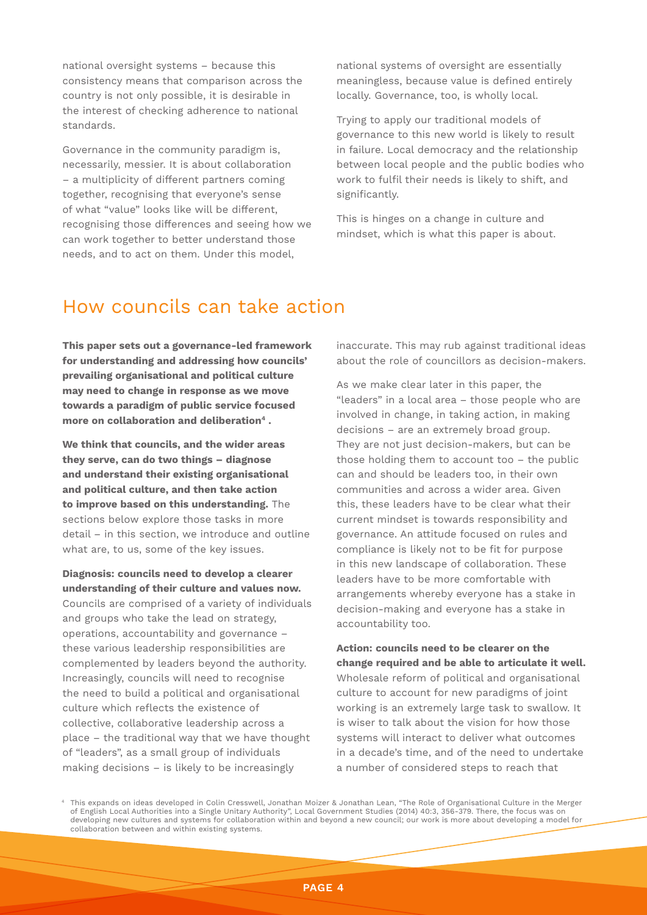national oversight systems – because this consistency means that comparison across the country is not only possible, it is desirable in the interest of checking adherence to national standards.

Governance in the community paradigm is, necessarily, messier. It is about collaboration – a multiplicity of different partners coming together, recognising that everyone's sense of what "value" looks like will be different, recognising those differences and seeing how we can work together to better understand those needs, and to act on them. Under this model, national systems of oversight are essentially meaningless, because value is defined entirely locally. Governance, too, is wholly local.

Trying to apply our traditional models of governance to this new world is likely to result in failure. Local democracy and the relationship between local people and the public bodies who work to fulfil their needs is likely to shift, and significantly.

This is hinges on a change in culture and mindset, which is what this paper is about.

## How councils can take action

**This paper sets out a governance-led framework for understanding and addressing how councils' prevailing organisational and political culture may need to change in response as we move towards a paradigm of public service focused more on collaboration and deliberation[4] .**

**We think that councils, and the wider areas they serve, can do two things – diagnose and understand their existing organisational and political culture, and then take action to improve based on this understanding.** The sections below explore those tasks in more detail – in this section, we introduce and outline what are, to us, some of the key issues.

**Diagnosis: councils need to develop a clearer understanding of their culture and values now.** Councils are comprised of a variety of individuals and groups who take the lead on strategy, operations, accountability and governance – these various leadership responsibilities are complemented by leaders beyond the authority. Increasingly, councils will need to recognise the need to build a political and organisational culture which reflects the existence of collective, collaborative leadership across a place – the traditional way that we have thought of "leaders", as a small group of individuals making decisions – is likely to be increasingly inaccurate. This may rub against traditional ideas about the role of councillors as decision-makers.

As we make clear later in this paper, the "leaders" in a local area – those people who are involved in change, in taking action, in making decisions – are an extremely broad group. They are not just decision-makers, but can be those holding them to account too – the public can and should be leaders too, in their own communities and across a wider area. Given this, these leaders have to be clear what their current mindset is towards responsibility and governance. An attitude focused on rules and compliance is likely not to be fit for purpose in this new landscape of collaboration. These leaders have to be more comfortable with arrangements whereby everyone has a stake in decision-making and everyone has a stake in accountability too.

**Action: councils need to be clearer on the change required and be able to articulate it well.** Wholesale reform of political and organisational culture to account for new paradigms of joint working is an extremely large task to swallow. It is wiser to talk about the vision for how those systems will interact to deliver what outcomes in a decade's time, and of the need to undertake a number of considered steps to reach that

[4] This expands on ideas developed in Colin Cresswell, Jonathan Moizer & Jonathan Lean, "The Role of Organisational Culture in the Merger of English Local Authorities into a Single Unitary Authority", Local Government Studies (2014) 40:3, 356-379. There, the focus was on developing new cultures and systems for collaboration within and beyond a new council; our work is more about developing a model for collaboration between and within existing systems.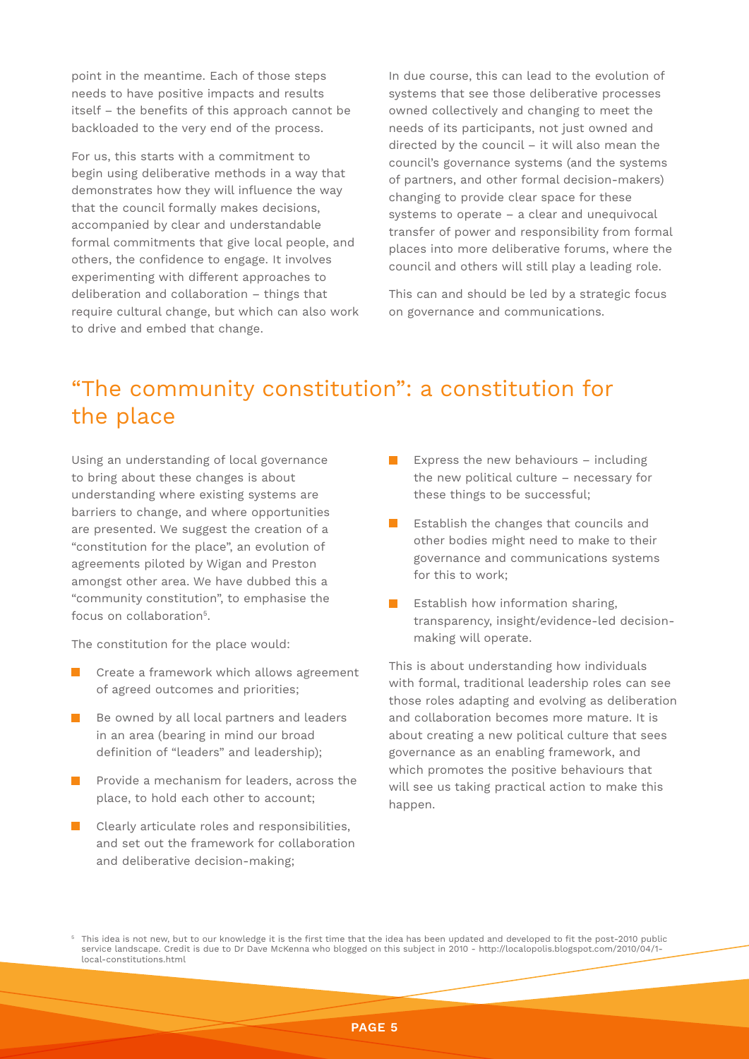point in the meantime. Each of those steps needs to have positive impacts and results itself – the benefits of this approach cannot be backloaded to the very end of the process.

For us, this starts with a commitment to begin using deliberative methods in a way that demonstrates how they will influence the way that the council formally makes decisions, accompanied by clear and understandable formal commitments that give local people, and others, the confidence to engage. It involves experimenting with different approaches to deliberation and collaboration – things that require cultural change, but which can also work to drive and embed that change.

In due course, this can lead to the evolution of systems that see those deliberative processes owned collectively and changing to meet the needs of its participants, not just owned and directed by the council – it will also mean the council's governance systems (and the systems of partners, and other formal decision-makers) changing to provide clear space for these systems to operate – a clear and unequivocal transfer of power and responsibility from formal places into more deliberative forums, where the council and others will still play a leading role.

This can and should be led by a strategic focus on governance and communications.

## "The community constitution": a constitution for the place

Using an understanding of local governance to bring about these changes is about understanding where existing systems are barriers to change, and where opportunities are presented. We suggest the creation of a "constitution for the place", an evolution of agreements piloted by Wigan and Preston amongst other area. We have dubbed this a "community constitution", to emphasise the focus on collaboration[5].

The constitution for the place would:

- Create a framework which allows agreement of agreed outcomes and priorities;
- Be owned by all local partners and leaders in an area (bearing in mind our broad definition of "leaders" and leadership);
- Provide a mechanism for leaders, across the place, to hold each other to account;
- Clearly articulate roles and responsibilities, and set out the framework for collaboration and deliberative decision-making;
- Express the new behaviours – including the new political culture – necessary for these things to be successful;
- Establish the changes that councils and other bodies might need to make to their governance and communications systems for this to work;
- Establish how information sharing, transparency, insight/evidence-led decision-making will operate.

This is about understanding how individuals with formal, traditional leadership roles can see those roles adapting and evolving as deliberation and collaboration becomes more mature. It is about creating a new political culture that sees governance as an enabling framework, and which promotes the positive behaviours that will see us taking practical action to make this happen.

[5] This idea is not new, but to our knowledge it is the first time that the idea has been updated and developed to fit the post-2010 public service landscape. Credit is due to Dr Dave McKenna who blogged on this subject in 2010 - http://localopolis.blogspot.com/2010/04/1-local-constitutions.html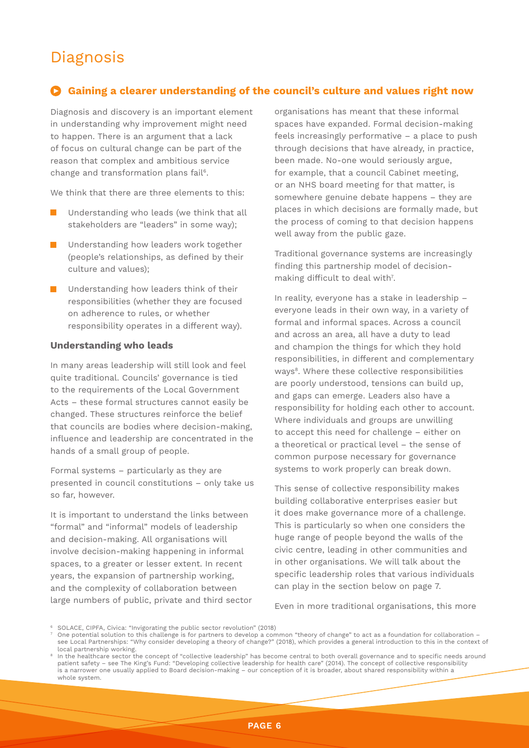# Diagnosis

## Gaining a clearer understanding of the council's culture and values right now

Diagnosis and discovery is an important element in understanding why improvement might need to happen. There is an argument that a lack of focus on cultural change can be part of the reason that complex and ambitious service change and transformation plans fail[6].

We think that there are three elements to this:

- Understanding who leads (we think that all stakeholders are "leaders" in some way);
- Understanding how leaders work together (people's relationships, as defined by their culture and values);
- Understanding how leaders think of their responsibilities (whether they are focused on adherence to rules, or whether responsibility operates in a different way).

### Understanding who leads

In many areas leadership will still look and feel quite traditional. Councils' governance is tied to the requirements of the Local Government Acts – these formal structures cannot easily be changed. These structures reinforce the belief that councils are bodies where decision-making, influence and leadership are concentrated in the hands of a small group of people.

Formal systems – particularly as they are presented in council constitutions – only take us so far, however.

It is important to understand the links between "formal" and "informal" models of leadership and decision-making. All organisations will involve decision-making happening in informal spaces, to a greater or lesser extent. In recent years, the expansion of partnership working, and the complexity of collaboration between large numbers of public, private and third sector organisations has meant that these informal spaces have expanded. Formal decision-making feels increasingly performative – a place to push through decisions that have already, in practice, been made. No-one would seriously argue, for example, that a council Cabinet meeting, or an NHS board meeting for that matter, is somewhere genuine debate happens – they are places in which decisions are formally made, but the process of coming to that decision happens well away from the public gaze.

Traditional governance systems are increasingly finding this partnership model of decision-making difficult to deal with[7].

In reality, everyone has a stake in leadership – everyone leads in their own way, in a variety of formal and informal spaces. Across a council and across an area, all have a duty to lead and champion the things for which they hold responsibilities, in different and complementary ways[8]. Where these collective responsibilities are poorly understood, tensions can build up, and gaps can emerge. Leaders also have a responsibility for holding each other to account. Where individuals and groups are unwilling to accept this need for challenge – either on a theoretical or practical level – the sense of common purpose necessary for governance systems to work properly can break down.

This sense of collective responsibility makes building collaborative enterprises easier but it does make governance more of a challenge. This is particularly so when one considers the huge range of people beyond the walls of the civic centre, leading in other communities and in other organisations. We will talk about the specific leadership roles that various individuals can play in the section below on page 7.

Even in more traditional organisations, this more

---

[6] SOLACE, CIPFA, Civica: "Invigorating the public sector revolution" (2018)

[7] One potential solution to this challenge is for partners to develop a common "theory of change" to act as a foundation for collaboration – see Local Partnerships: "Why consider developing a theory of change?" (2018), which provides a general introduction to this in the context of local partnership working.

[8] In the healthcare sector the concept of "collective leadership" has become central to both overall governance and to specific needs around patient safety – see The King's Fund: "Developing collective leadership for health care" (2014). The concept of collective responsibility is a narrower one usually applied to Board decision-making – our conception of it is broader, about shared responsibility within a whole system.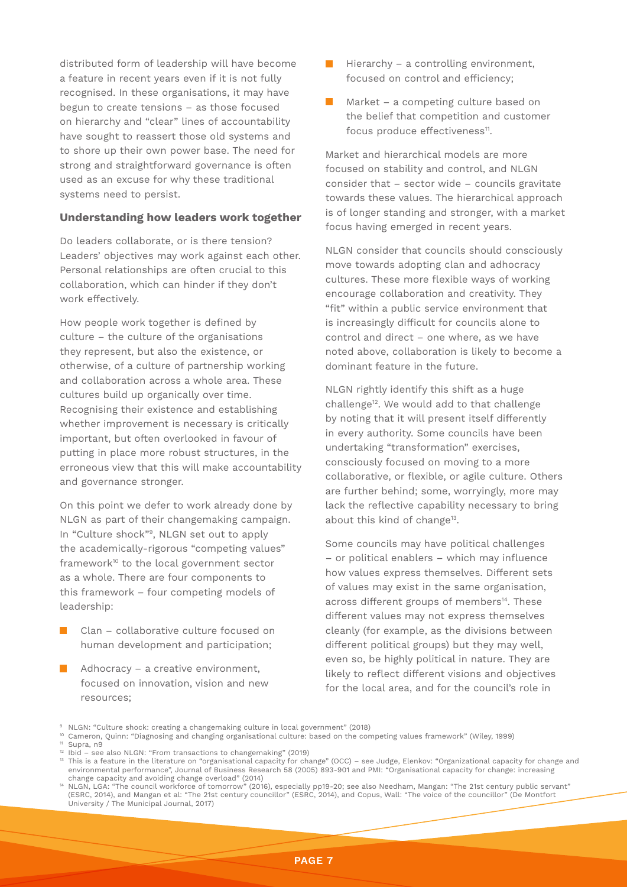distributed form of leadership will have become a feature in recent years even if it is not fully recognised. In these organisations, it may have begun to create tensions – as those focused on hierarchy and "clear" lines of accountability have sought to reassert those old systems and to shore up their own power base. The need for strong and straightforward governance is often used as an excuse for why these traditional systems need to persist.

### Understanding how leaders work together

Do leaders collaborate, or is there tension? Leaders' objectives may work against each other. Personal relationships are often crucial to this collaboration, which can hinder if they don't work effectively.

How people work together is defined by culture – the culture of the organisations they represent, but also the existence, or otherwise, of a culture of partnership working and collaboration across a whole area. These cultures build up organically over time. Recognising their existence and establishing whether improvement is necessary is critically important, but often overlooked in favour of putting in place more robust structures, in the erroneous view that this will make accountability and governance stronger.

On this point we defer to work already done by NLGN as part of their changemaking campaign. In "Culture shock"[9], NLGN set out to apply the academically-rigorous "competing values" framework[10] to the local government sector as a whole. There are four components to this framework – four competing models of leadership:

- Clan – collaborative culture focused on human development and participation;
- Adhocracy – a creative environment, focused on innovation, vision and new resources;
- Hierarchy – a controlling environment, focused on control and efficiency;
- Market – a competing culture based on the belief that competition and customer focus produce effectiveness[11].

Market and hierarchical models are more focused on stability and control, and NLGN consider that – sector wide – councils gravitate towards these values. The hierarchical approach is of longer standing and stronger, with a market focus having emerged in recent years.

NLGN consider that councils should consciously move towards adopting clan and adhocracy cultures. These more flexible ways of working encourage collaboration and creativity. They "fit" within a public service environment that is increasingly difficult for councils alone to control and direct – one where, as we have noted above, collaboration is likely to become a dominant feature in the future.

NLGN rightly identify this shift as a huge challenge[12]. We would add to that challenge by noting that it will present itself differently in every authority. Some councils have been undertaking "transformation" exercises, consciously focused on moving to a more collaborative, or flexible, or agile culture. Others are further behind; some, worryingly, more may lack the reflective capability necessary to bring about this kind of change[13].

Some councils may have political challenges – or political enablers – which may influence how values express themselves. Different sets of values may exist in the same organisation, across different groups of members[14]. These different values may not express themselves cleanly (for example, as the divisions between different political groups) but they may well, even so, be highly political in nature. They are likely to reflect different visions and objectives for the local area, and for the council's role in

---

[9] NLGN: "Culture shock: creating a changemaking culture in local government" (2018)

[10] Cameron, Quinn: "Diagnosing and changing organisational culture: based on the competing values framework" (Wiley, 1999)

[11] Supra, n9

[12] Ibid – see also NLGN: "From transactions to changemaking" (2019)

[13] This is a feature in the literature on "organisational capacity for change" (OCC) – see Judge, Elenkov: "Organizational capacity for change and environmental performance", Journal of Business Research 58 (2005) 893-901 and PMI: "Organisational capacity for change: increasing change capacity and avoiding change overload" (2014)

[14] NLGN, LGA: "The council workforce of tomorrow" (2016), especially pp19-20; see also Needham, Mangan: "The 21st century public servant" (ESRC, 2014), and Mangan et al: "The 21st century councillor" (ESRC, 2014), and Copus, Wall: "The voice of the councillor" (De Montfort University / The Municipal Journal, 2017)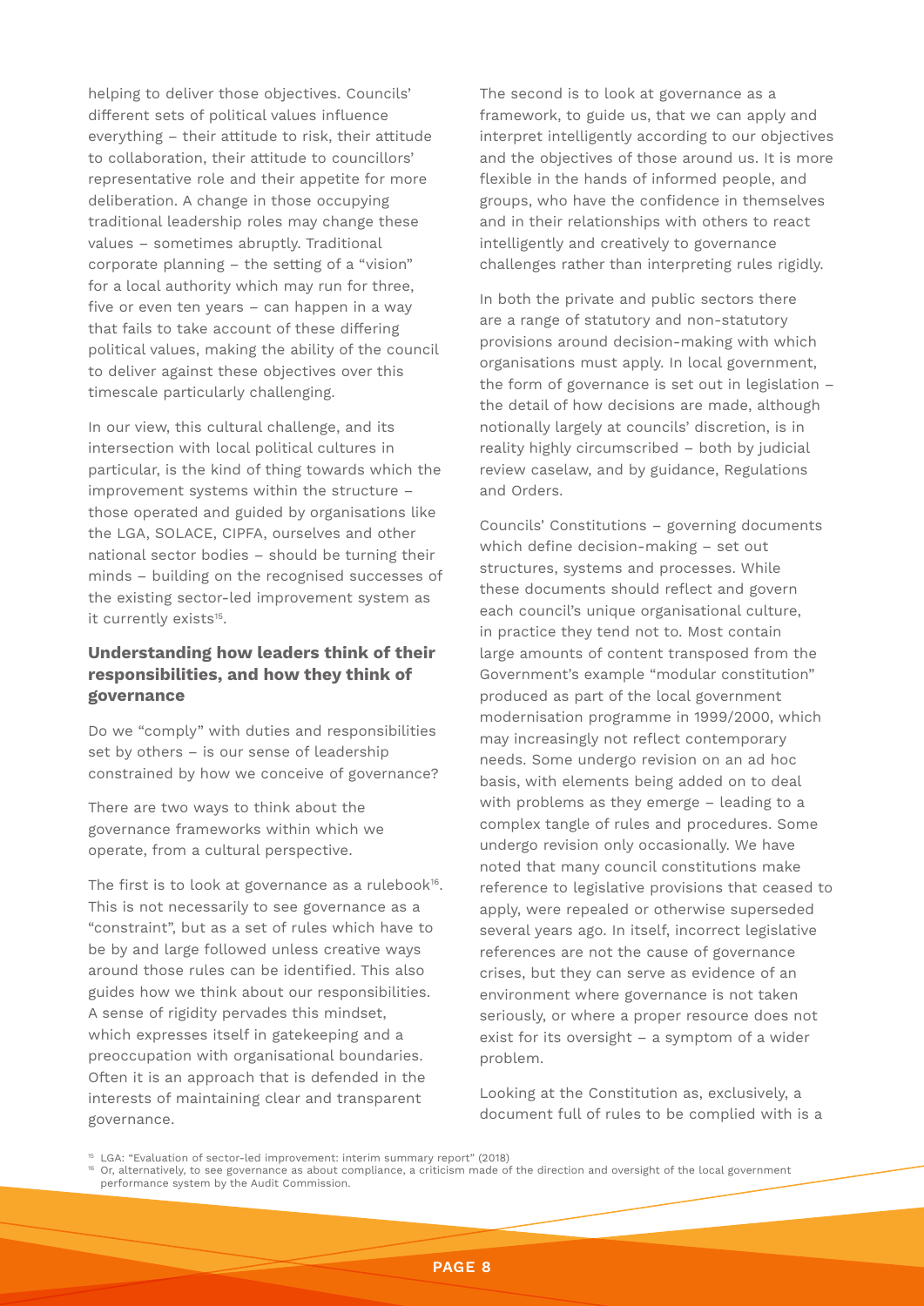helping to deliver those objectives. Councils' different sets of political values influence everything – their attitude to risk, their attitude to collaboration, their attitude to councillors' representative role and their appetite for more deliberation. A change in those occupying traditional leadership roles may change these values – sometimes abruptly. Traditional corporate planning – the setting of a "vision" for a local authority which may run for three, five or even ten years – can happen in a way that fails to take account of these differing political values, making the ability of the council to deliver against these objectives over this timescale particularly challenging.

In our view, this cultural challenge, and its intersection with local political cultures in particular, is the kind of thing towards which the improvement systems within the structure – those operated and guided by organisations like the LGA, SOLACE, CIPFA, ourselves and other national sector bodies – should be turning their minds – building on the recognised successes of the existing sector-led improvement system as it currently exists[15].

### Understanding how leaders think of their responsibilities, and how they think of governance

Do we "comply" with duties and responsibilities set by others – is our sense of leadership constrained by how we conceive of governance?

There are two ways to think about the governance frameworks within which we operate, from a cultural perspective.

The first is to look at governance as a rulebook[16]. This is not necessarily to see governance as a "constraint", but as a set of rules which have to be by and large followed unless creative ways around those rules can be identified. This also guides how we think about our responsibilities. A sense of rigidity pervades this mindset, which expresses itself in gatekeeping and a preoccupation with organisational boundaries. Often it is an approach that is defended in the interests of maintaining clear and transparent governance.

The second is to look at governance as a framework, to guide us, that we can apply and interpret intelligently according to our objectives and the objectives of those around us. It is more flexible in the hands of informed people, and groups, who have the confidence in themselves and in their relationships with others to react intelligently and creatively to governance challenges rather than interpreting rules rigidly.

In both the private and public sectors there are a range of statutory and non-statutory provisions around decision-making with which organisations must apply. In local government, the form of governance is set out in legislation – the detail of how decisions are made, although notionally largely at councils' discretion, is in reality highly circumscribed – both by judicial review caselaw, and by guidance, Regulations and Orders.

Councils' Constitutions – governing documents which define decision-making – set out structures, systems and processes. While these documents should reflect and govern each council's unique organisational culture, in practice they tend not to. Most contain large amounts of content transposed from the Government's example "modular constitution" produced as part of the local government modernisation programme in 1999/2000, which may increasingly not reflect contemporary needs. Some undergo revision on an ad hoc basis, with elements being added on to deal with problems as they emerge – leading to a complex tangle of rules and procedures. Some undergo revision only occasionally. We have noted that many council constitutions make reference to legislative provisions that ceased to apply, were repealed or otherwise superseded several years ago. In itself, incorrect legislative references are not the cause of governance crises, but they can serve as evidence of an environment where governance is not taken seriously, or where a proper resource does not exist for its oversight – a symptom of a wider problem.

Looking at the Constitution as, exclusively, a document full of rules to be complied with is a

---

[15] LGA: "Evaluation of sector-led improvement: interim summary report" (2018)

[16] Or, alternatively, to see governance as about compliance, a criticism made of the direction and oversight of the local government performance system by the Audit Commission.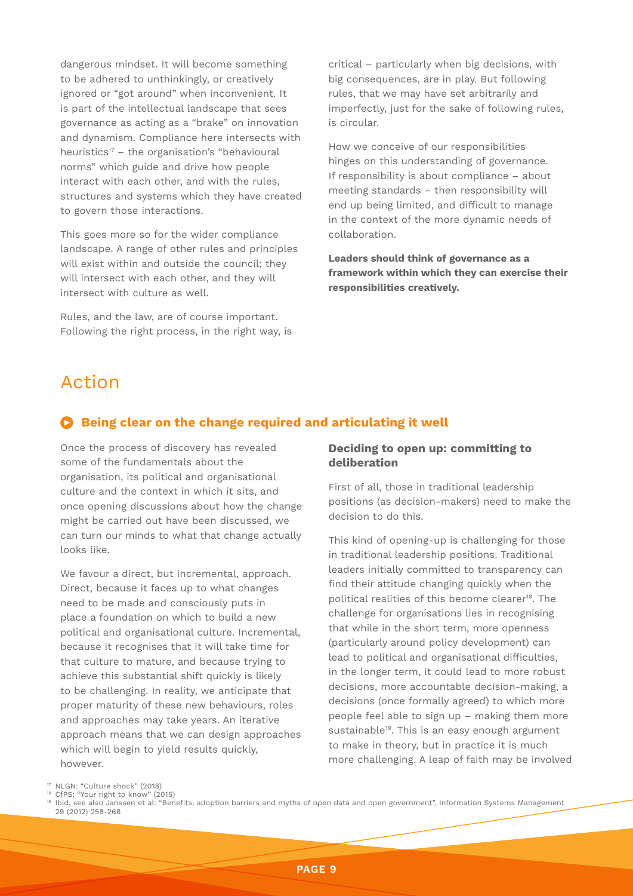dangerous mindset. It will become something to be adhered to unthinkingly, or creatively ignored or "got around" when inconvenient. It is part of the intellectual landscape that sees governance as acting as a "brake" on innovation and dynamism. Compliance here intersects with heuristics[17] – the organisation's "behavioural norms" which guide and drive how people interact with each other, and with the rules, structures and systems which they have created to govern those interactions.

This goes more so for the wider compliance landscape. A range of other rules and principles will exist within and outside the council; they will intersect with each other, and they will intersect with culture as well.

Rules, and the law, are of course important. Following the right process, in the right way, is critical – particularly when big decisions, with big consequences, are in play. But following rules, that we may have set arbitrarily and imperfectly, just for the sake of following rules, is circular.

How we conceive of our responsibilities hinges on this understanding of governance. If responsibility is about compliance – about meeting standards – then responsibility will end up being limited, and difficult to manage in the context of the more dynamic needs of collaboration.

**Leaders should think of governance as a framework within which they can exercise their responsibilities creatively.**

# Action

## Being clear on the change required and articulating it well

Once the process of discovery has revealed some of the fundamentals about the organisation, its political and organisational culture and the context in which it sits, and once opening discussions about how the change might be carried out have been discussed, we can turn our minds to what that change actually looks like.

We favour a direct, but incremental, approach. Direct, because it faces up to what changes need to be made and consciously puts in place a foundation on which to build a new political and organisational culture. Incremental, because it recognises that it will take time for that culture to mature, and because trying to achieve this substantial shift quickly is likely to be challenging. In reality, we anticipate that proper maturity of these new behaviours, roles and approaches may take years. An iterative approach means that we can design approaches which will begin to yield results quickly, however.

### Deciding to open up: committing to deliberation

First of all, those in traditional leadership positions (as decision-makers) need to make the decision to do this.

This kind of opening-up is challenging for those in traditional leadership positions. Traditional leaders initially committed to transparency can find their attitude changing quickly when the political realities of this become clearer[18]. The challenge for organisations lies in recognising that while in the short term, more openness (particularly around policy development) can lead to political and organisational difficulties, in the longer term, it could lead to more robust decisions, more accountable decision-making, a decisions (once formally agreed) to which more people feel able to sign up – making them more sustainable[19]. This is an easy enough argument to make in theory, but in practice it is much more challenging. A leap of faith may be involved

[17] NLGN: "Culture shock" (2018)
[18] CfPS: "Your right to know" (2015)
[19] Ibid, see also Janssen et al: "Benefits, adoption barriers and myths of open data and open government", Information Systems Management 29 (2012) 258-268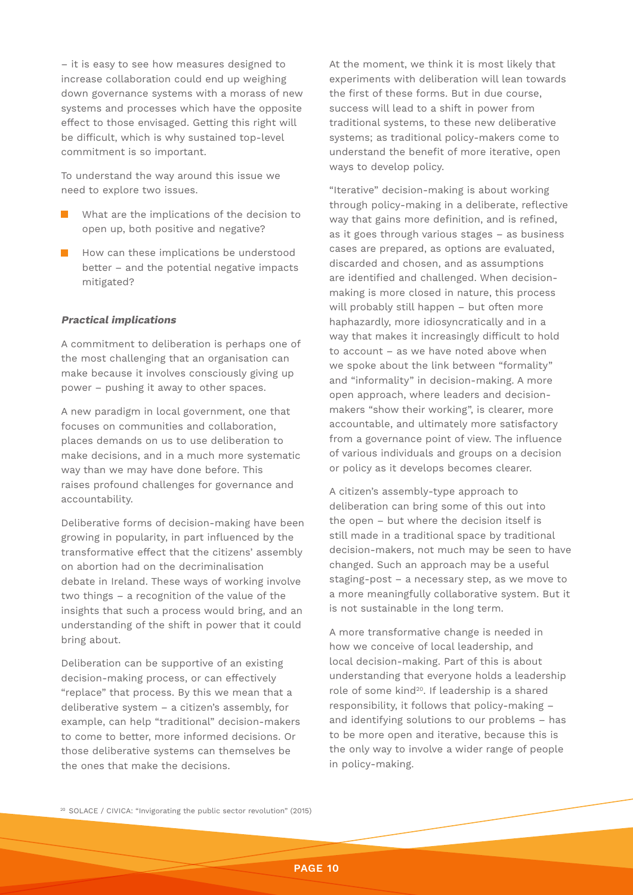– it is easy to see how measures designed to increase collaboration could end up weighing down governance systems with a morass of new systems and processes which have the opposite effect to those envisaged. Getting this right will be difficult, which is why sustained top-level commitment is so important.

To understand the way around this issue we need to explore two issues.

- What are the implications of the decision to open up, both positive and negative?
- How can these implications be understood better – and the potential negative impacts mitigated?

***Practical implications***

A commitment to deliberation is perhaps one of the most challenging that an organisation can make because it involves consciously giving up power – pushing it away to other spaces.

A new paradigm in local government, one that focuses on communities and collaboration, places demands on us to use deliberation to make decisions, and in a much more systematic way than we may have done before. This raises profound challenges for governance and accountability.

Deliberative forms of decision-making have been growing in popularity, in part influenced by the transformative effect that the citizens' assembly on abortion had on the decriminalisation debate in Ireland. These ways of working involve two things – a recognition of the value of the insights that such a process would bring, and an understanding of the shift in power that it could bring about.

Deliberation can be supportive of an existing decision-making process, or can effectively "replace" that process. By this we mean that a deliberative system – a citizen's assembly, for example, can help "traditional" decision-makers to come to better, more informed decisions. Or those deliberative systems can themselves be the ones that make the decisions.

At the moment, we think it is most likely that experiments with deliberation will lean towards the first of these forms. But in due course, success will lead to a shift in power from traditional systems, to these new deliberative systems; as traditional policy-makers come to understand the benefit of more iterative, open ways to develop policy.

"Iterative" decision-making is about working through policy-making in a deliberate, reflective way that gains more definition, and is refined, as it goes through various stages – as business cases are prepared, as options are evaluated, discarded and chosen, and as assumptions are identified and challenged. When decision-making is more closed in nature, this process will probably still happen – but often more haphazardly, more idiosyncratically and in a way that makes it increasingly difficult to hold to account – as we have noted above when we spoke about the link between "formality" and "informality" in decision-making. A more open approach, where leaders and decision-makers "show their working", is clearer, more accountable, and ultimately more satisfactory from a governance point of view. The influence of various individuals and groups on a decision or policy as it develops becomes clearer.

A citizen's assembly-type approach to deliberation can bring some of this out into the open – but where the decision itself is still made in a traditional space by traditional decision-makers, not much may be seen to have changed. Such an approach may be a useful staging-post – a necessary step, as we move to a more meaningfully collaborative system. But it is not sustainable in the long term.

A more transformative change is needed in how we conceive of local leadership, and local decision-making. Part of this is about understanding that everyone holds a leadership role of some kind[20]. If leadership is a shared responsibility, it follows that policy-making – and identifying solutions to our problems – has to be more open and iterative, because this is the only way to involve a wider range of people in policy-making.

[20] SOLACE / CIVICA: "Invigorating the public sector revolution" (2015)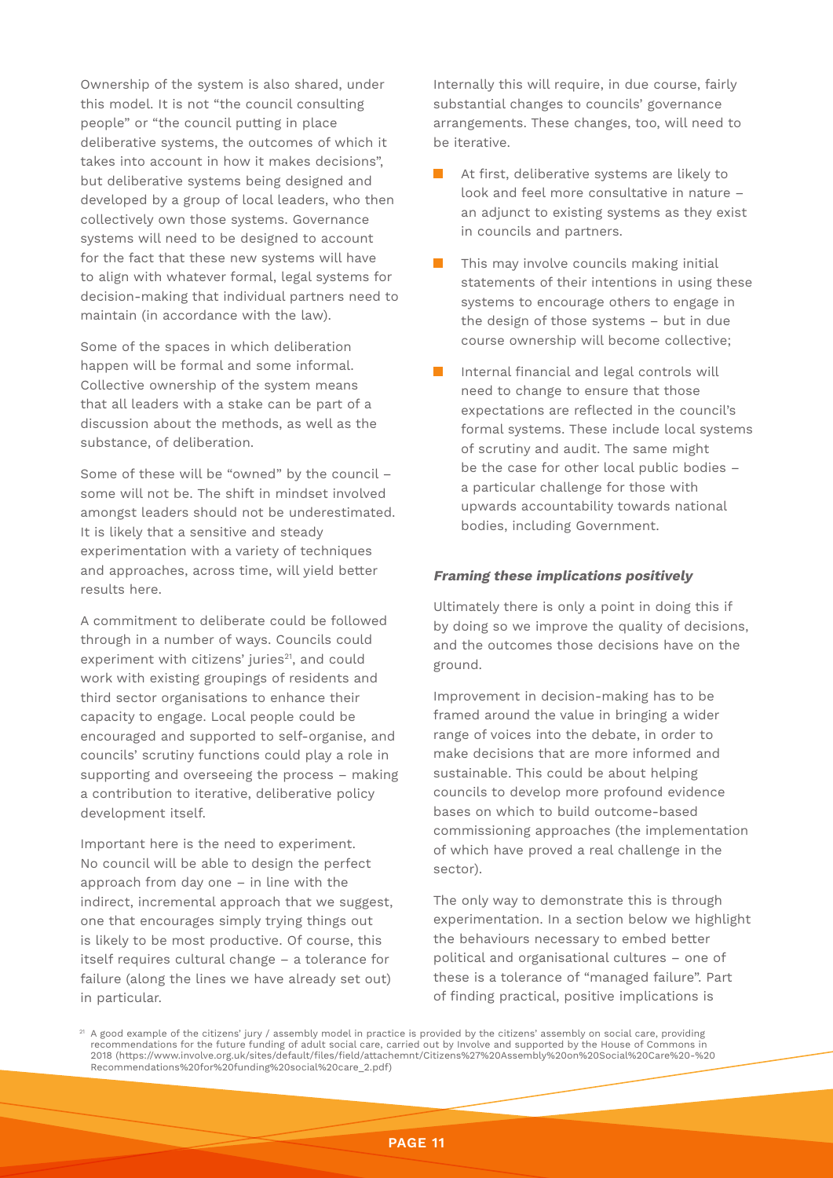Ownership of the system is also shared, under this model. It is not "the council consulting people" or "the council putting in place deliberative systems, the outcomes of which it takes into account in how it makes decisions", but deliberative systems being designed and developed by a group of local leaders, who then collectively own those systems. Governance systems will need to be designed to account for the fact that these new systems will have to align with whatever formal, legal systems for decision-making that individual partners need to maintain (in accordance with the law).

Some of the spaces in which deliberation happen will be formal and some informal. Collective ownership of the system means that all leaders with a stake can be part of a discussion about the methods, as well as the substance, of deliberation.

Some of these will be "owned" by the council – some will not be. The shift in mindset involved amongst leaders should not be underestimated. It is likely that a sensitive and steady experimentation with a variety of techniques and approaches, across time, will yield better results here.

A commitment to deliberate could be followed through in a number of ways. Councils could experiment with citizens' juries[21], and could work with existing groupings of residents and third sector organisations to enhance their capacity to engage. Local people could be encouraged and supported to self-organise, and councils' scrutiny functions could play a role in supporting and overseeing the process – making a contribution to iterative, deliberative policy development itself.

Important here is the need to experiment. No council will be able to design the perfect approach from day one – in line with the indirect, incremental approach that we suggest, one that encourages simply trying things out is likely to be most productive. Of course, this itself requires cultural change – a tolerance for failure (along the lines we have already set out) in particular.

Internally this will require, in due course, fairly substantial changes to councils' governance arrangements. These changes, too, will need to be iterative.

- At first, deliberative systems are likely to look and feel more consultative in nature – an adjunct to existing systems as they exist in councils and partners.
- This may involve councils making initial statements of their intentions in using these systems to encourage others to engage in the design of those systems – but in due course ownership will become collective;
- Internal financial and legal controls will need to change to ensure that those expectations are reflected in the council's formal systems. These include local systems of scrutiny and audit. The same might be the case for other local public bodies – a particular challenge for those with upwards accountability towards national bodies, including Government.

***Framing these implications positively***

Ultimately there is only a point in doing this if by doing so we improve the quality of decisions, and the outcomes those decisions have on the ground.

Improvement in decision-making has to be framed around the value in bringing a wider range of voices into the debate, in order to make decisions that are more informed and sustainable. This could be about helping councils to develop more profound evidence bases on which to build outcome-based commissioning approaches (the implementation of which have proved a real challenge in the sector).

The only way to demonstrate this is through experimentation. In a section below we highlight the behaviours necessary to embed better political and organisational cultures – one of these is a tolerance of "managed failure". Part of finding practical, positive implications is

[21] A good example of the citizens' jury / assembly model in practice is provided by the citizens' assembly on social care, providing recommendations for the future funding of adult social care, carried out by Involve and supported by the House of Commons in 2018 (https://www.involve.org.uk/sites/default/files/field/attachemnt/Citizens%27%20Assembly%20on%20Social%20Care%20-%20Recommendations%20for%20funding%20social%20care_2.pdf)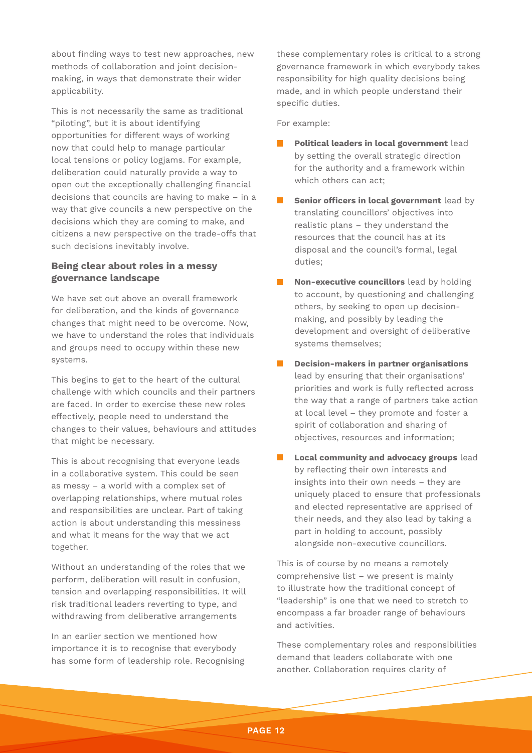about finding ways to test new approaches, new methods of collaboration and joint decision-making, in ways that demonstrate their wider applicability.

This is not necessarily the same as traditional "piloting", but it is about identifying opportunities for different ways of working now that could help to manage particular local tensions or policy logjams. For example, deliberation could naturally provide a way to open out the exceptionally challenging financial decisions that councils are having to make – in a way that give councils a new perspective on the decisions which they are coming to make, and citizens a new perspective on the trade-offs that such decisions inevitably involve.

### Being clear about roles in a messy governance landscape

We have set out above an overall framework for deliberation, and the kinds of governance changes that might need to be overcome. Now, we have to understand the roles that individuals and groups need to occupy within these new systems.

This begins to get to the heart of the cultural challenge with which councils and their partners are faced. In order to exercise these new roles effectively, people need to understand the changes to their values, behaviours and attitudes that might be necessary.

This is about recognising that everyone leads in a collaborative system. This could be seen as messy – a world with a complex set of overlapping relationships, where mutual roles and responsibilities are unclear. Part of taking action is about understanding this messiness and what it means for the way that we act together.

Without an understanding of the roles that we perform, deliberation will result in confusion, tension and overlapping responsibilities. It will risk traditional leaders reverting to type, and withdrawing from deliberative arrangements

In an earlier section we mentioned how importance it is to recognise that everybody has some form of leadership role. Recognising these complementary roles is critical to a strong governance framework in which everybody takes responsibility for high quality decisions being made, and in which people understand their specific duties.

For example:

- **Political leaders in local government** lead by setting the overall strategic direction for the authority and a framework within which others can act;
- **Senior officers in local government** lead by translating councillors' objectives into realistic plans – they understand the resources that the council has at its disposal and the council's formal, legal duties;
- **Non-executive councillors** lead by holding to account, by questioning and challenging others, by seeking to open up decision-making, and possibly by leading the development and oversight of deliberative systems themselves;
- **Decision-makers in partner organisations** lead by ensuring that their organisations' priorities and work is fully reflected across the way that a range of partners take action at local level – they promote and foster a spirit of collaboration and sharing of objectives, resources and information;
- **Local community and advocacy groups** lead by reflecting their own interests and insights into their own needs – they are uniquely placed to ensure that professionals and elected representative are apprised of their needs, and they also lead by taking a part in holding to account, possibly alongside non-executive councillors.

This is of course by no means a remotely comprehensive list – we present is mainly to illustrate how the traditional concept of "leadership" is one that we need to stretch to encompass a far broader range of behaviours and activities.

These complementary roles and responsibilities demand that leaders collaborate with one another. Collaboration requires clarity of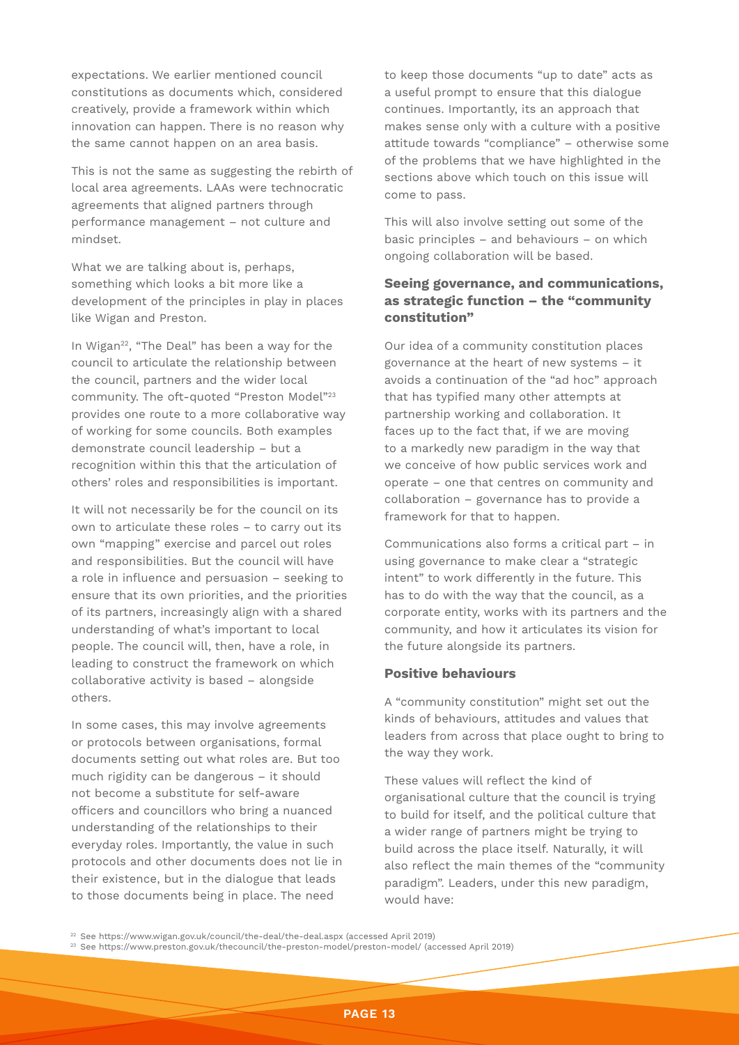expectations. We earlier mentioned council constitutions as documents which, considered creatively, provide a framework within which innovation can happen. There is no reason why the same cannot happen on an area basis.

This is not the same as suggesting the rebirth of local area agreements. LAAs were technocratic agreements that aligned partners through performance management – not culture and mindset.

What we are talking about is, perhaps, something which looks a bit more like a development of the principles in play in places like Wigan and Preston.

In Wigan[22], "The Deal" has been a way for the council to articulate the relationship between the council, partners and the wider local community. The oft-quoted "Preston Model"[23] provides one route to a more collaborative way of working for some councils. Both examples demonstrate council leadership – but a recognition within this that the articulation of others' roles and responsibilities is important.

It will not necessarily be for the council on its own to articulate these roles – to carry out its own "mapping" exercise and parcel out roles and responsibilities. But the council will have a role in influence and persuasion – seeking to ensure that its own priorities, and the priorities of its partners, increasingly align with a shared understanding of what's important to local people. The council will, then, have a role, in leading to construct the framework on which collaborative activity is based – alongside others.

In some cases, this may involve agreements or protocols between organisations, formal documents setting out what roles are. But too much rigidity can be dangerous – it should not become a substitute for self-aware officers and councillors who bring a nuanced understanding of the relationships to their everyday roles. Importantly, the value in such protocols and other documents does not lie in their existence, but in the dialogue that leads to those documents being in place. The need to keep those documents "up to date" acts as a useful prompt to ensure that this dialogue continues. Importantly, its an approach that makes sense only with a culture with a positive attitude towards "compliance" – otherwise some of the problems that we have highlighted in the sections above which touch on this issue will come to pass.

This will also involve setting out some of the basic principles – and behaviours – on which ongoing collaboration will be based.

### Seeing governance, and communications, as strategic function – the "community constitution"

Our idea of a community constitution places governance at the heart of new systems – it avoids a continuation of the "ad hoc" approach that has typified many other attempts at partnership working and collaboration. It faces up to the fact that, if we are moving to a markedly new paradigm in the way that we conceive of how public services work and operate – one that centres on community and collaboration – governance has to provide a framework for that to happen.

Communications also forms a critical part – in using governance to make clear a "strategic intent" to work differently in the future. This has to do with the way that the council, as a corporate entity, works with its partners and the community, and how it articulates its vision for the future alongside its partners.

### Positive behaviours

A "community constitution" might set out the kinds of behaviours, attitudes and values that leaders from across that place ought to bring to the way they work.

These values will reflect the kind of organisational culture that the council is trying to build for itself, and the political culture that a wider range of partners might be trying to build across the place itself. Naturally, it will also reflect the main themes of the "community paradigm". Leaders, under this new paradigm, would have:

[22] See https://www.wigan.gov.uk/council/the-deal/the-deal.aspx (accessed April 2019)
[23] See https://www.preston.gov.uk/thecouncil/the-preston-model/preston-model/ (accessed April 2019)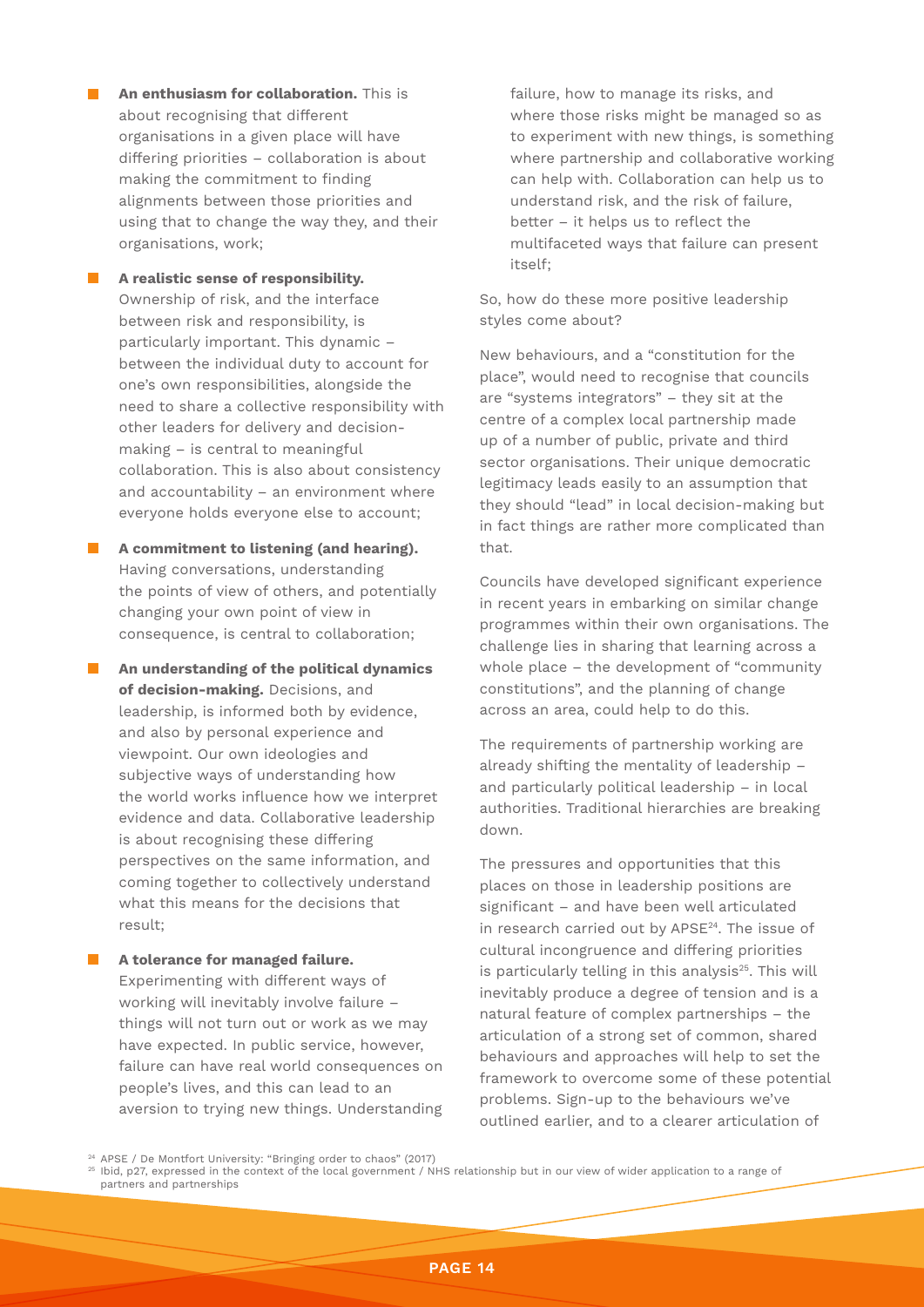- **An enthusiasm for collaboration.** This is about recognising that different organisations in a given place will have differing priorities – collaboration is about making the commitment to finding alignments between those priorities and using that to change the way they, and their organisations, work;

- **A realistic sense of responsibility.** Ownership of risk, and the interface between risk and responsibility, is particularly important. This dynamic – between the individual duty to account for one's own responsibilities, alongside the need to share a collective responsibility with other leaders for delivery and decision-making – is central to meaningful collaboration. This is also about consistency and accountability – an environment where everyone holds everyone else to account;

- **A commitment to listening (and hearing).** Having conversations, understanding the points of view of others, and potentially changing your own point of view in consequence, is central to collaboration;

- **An understanding of the political dynamics of decision-making.** Decisions, and leadership, is informed both by evidence, and also by personal experience and viewpoint. Our own ideologies and subjective ways of understanding how the world works influence how we interpret evidence and data. Collaborative leadership is about recognising these differing perspectives on the same information, and coming together to collectively understand what this means for the decisions that result;

- **A tolerance for managed failure.** Experimenting with different ways of working will inevitably involve failure – things will not turn out or work as we may have expected. In public service, however, failure can have real world consequences on people's lives, and this can lead to an aversion to trying new things. Understanding failure, how to manage its risks, and where those risks might be managed so as to experiment with new things, is something where partnership and collaborative working can help with. Collaboration can help us to understand risk, and the risk of failure, better – it helps us to reflect the multifaceted ways that failure can present itself;

So, how do these more positive leadership styles come about?

New behaviours, and a "constitution for the place", would need to recognise that councils are "systems integrators" – they sit at the centre of a complex local partnership made up of a number of public, private and third sector organisations. Their unique democratic legitimacy leads easily to an assumption that they should "lead" in local decision-making but in fact things are rather more complicated than that.

Councils have developed significant experience in recent years in embarking on similar change programmes within their own organisations. The challenge lies in sharing that learning across a whole place – the development of "community constitutions", and the planning of change across an area, could help to do this.

The requirements of partnership working are already shifting the mentality of leadership – and particularly political leadership – in local authorities. Traditional hierarchies are breaking down.

The pressures and opportunities that this places on those in leadership positions are significant – and have been well articulated in research carried out by APSE[24]. The issue of cultural incongruence and differing priorities is particularly telling in this analysis[25]. This will inevitably produce a degree of tension and is a natural feature of complex partnerships – the articulation of a strong set of common, shared behaviours and approaches will help to set the framework to overcome some of these potential problems. Sign-up to the behaviours we've outlined earlier, and to a clearer articulation of

[24] APSE / De Montfort University: "Bringing order to chaos" (2017)

[25] Ibid, p27, expressed in the context of the local government / NHS relationship but in our view of wider application to a range of partners and partnerships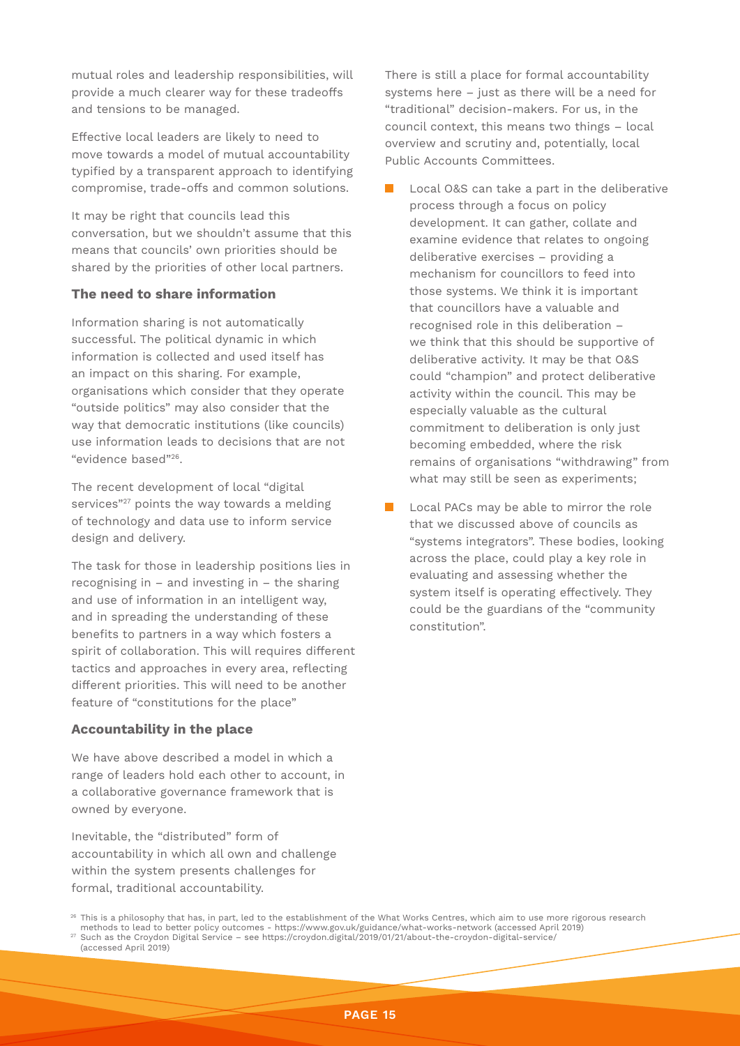mutual roles and leadership responsibilities, will provide a much clearer way for these tradeoffs and tensions to be managed.

Effective local leaders are likely to need to move towards a model of mutual accountability typified by a transparent approach to identifying compromise, trade-offs and common solutions.

It may be right that councils lead this conversation, but we shouldn't assume that this means that councils' own priorities should be shared by the priorities of other local partners.

### The need to share information

Information sharing is not automatically successful. The political dynamic in which information is collected and used itself has an impact on this sharing. For example, organisations which consider that they operate "outside politics" may also consider that the way that democratic institutions (like councils) use information leads to decisions that are not "evidence based"[26].

The recent development of local "digital services"[27] points the way towards a melding of technology and data use to inform service design and delivery.

The task for those in leadership positions lies in recognising in – and investing in – the sharing and use of information in an intelligent way, and in spreading the understanding of these benefits to partners in a way which fosters a spirit of collaboration. This will requires different tactics and approaches in every area, reflecting different priorities. This will need to be another feature of "constitutions for the place"

### Accountability in the place

We have above described a model in which a range of leaders hold each other to account, in a collaborative governance framework that is owned by everyone.

Inevitable, the "distributed" form of accountability in which all own and challenge within the system presents challenges for formal, traditional accountability.

There is still a place for formal accountability systems here – just as there will be a need for "traditional" decision-makers. For us, in the council context, this means two things – local overview and scrutiny and, potentially, local Public Accounts Committees.

- Local O&S can take a part in the deliberative process through a focus on policy development. It can gather, collate and examine evidence that relates to ongoing deliberative exercises – providing a mechanism for councillors to feed into those systems. We think it is important that councillors have a valuable and recognised role in this deliberation – we think that this should be supportive of deliberative activity. It may be that O&S could "champion" and protect deliberative activity within the council. This may be especially valuable as the cultural commitment to deliberation is only just becoming embedded, where the risk remains of organisations "withdrawing" from what may still be seen as experiments;
- Local PACs may be able to mirror the role that we discussed above of councils as "systems integrators". These bodies, looking across the place, could play a key role in evaluating and assessing whether the system itself is operating effectively. They could be the guardians of the "community constitution".

[26] This is a philosophy that has, in part, led to the establishment of the What Works Centres, which aim to use more rigorous research methods to lead to better policy outcomes - https://www.gov.uk/guidance/what-works-network (accessed April 2019)

[27] Such as the Croydon Digital Service – see https://croydon.digital/2019/01/21/about-the-croydon-digital-service/ (accessed April 2019)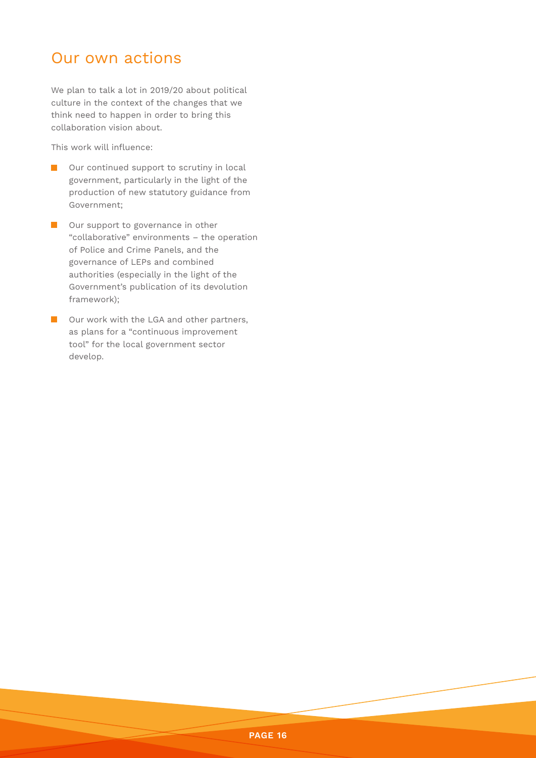## Our own actions

We plan to talk a lot in 2019/20 about political culture in the context of the changes that we think need to happen in order to bring this collaboration vision about.

This work will influence:

- Our continued support to scrutiny in local government, particularly in the light of the production of new statutory guidance from Government;
- Our support to governance in other "collaborative" environments – the operation of Police and Crime Panels, and the governance of LEPs and combined authorities (especially in the light of the Government's publication of its devolution framework);
- Our work with the LGA and other partners, as plans for a "continuous improvement tool" for the local government sector develop.